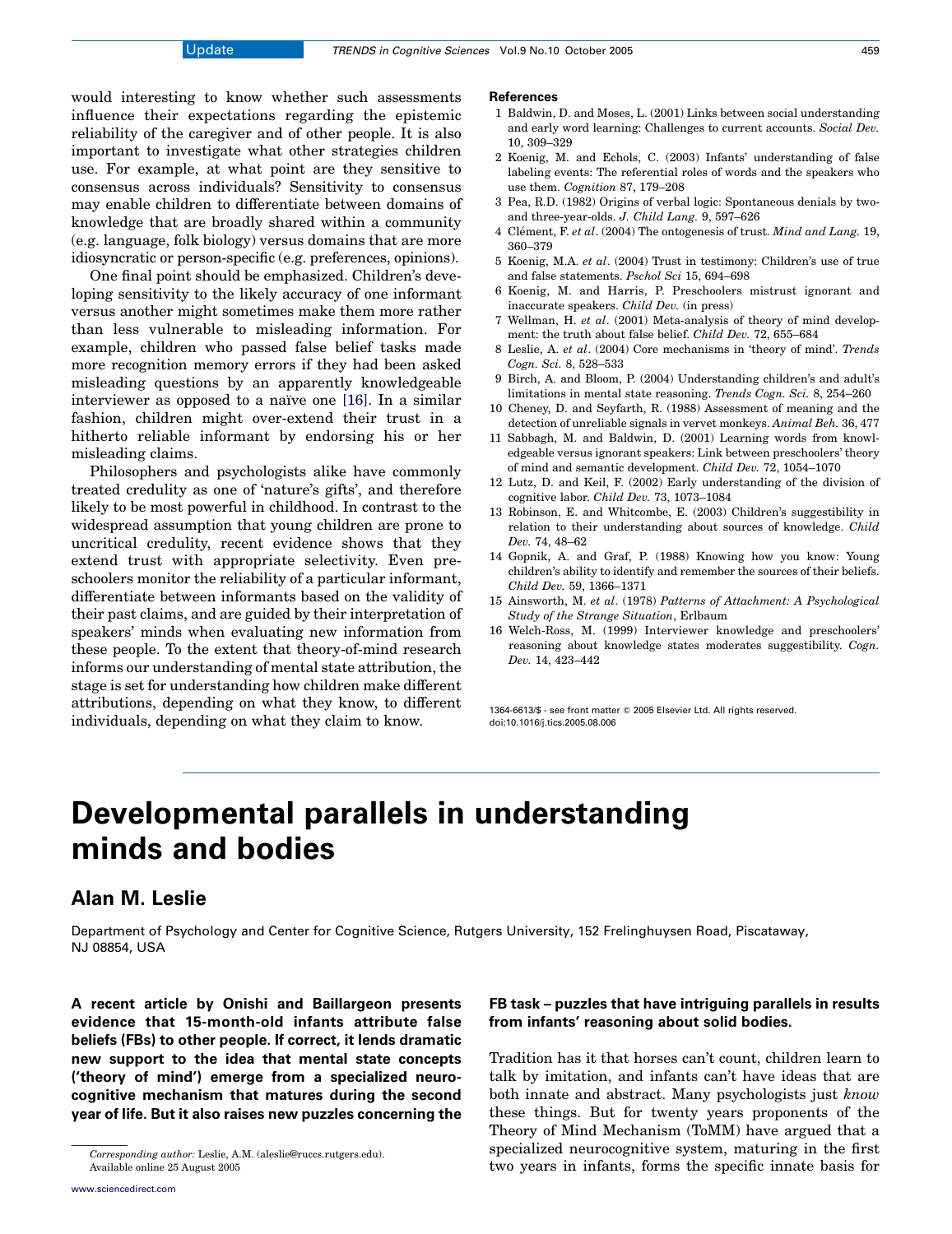would interesting to know whether such assessments influence their expectations regarding the epistemic reliability of the caregiver and of other people. It is also important to investigate what other strategies children use. For example, at what point are they sensitive to consensus across individuals? Sensitivity to consensus may enable children to differentiate between domains of knowledge that are broadly shared within a community (e.g. language, folk biology) versus domains that are more idiosyncratic or person-specific (e.g. preferences, opinions).

One final point should be emphasized. Children's developing sensitivity to the likely accuracy of one informant versus another might sometimes make them more rather than less vulnerable to misleading information. For example, children who passed false belief tasks made more recognition memory errors if they had been asked misleading questions by an apparently knowledgeable interviewer as opposed to a naïve one [16]. In a similar fashion, children might over-extend their trust in a hitherto reliable informant by endorsing his or her misleading claims.

Philosophers and psychologists alike have commonly treated credulity as one of 'nature's gifts', and therefore likely to be most powerful in childhood. In contrast to the widespread assumption that young children are prone to uncritical credulity, recent evidence shows that they extend trust with appropriate selectivity. Even preschoolers monitor the reliability of a particular informant, differentiate between informants based on the validity of their past claims, and are guided by their interpretation of speakers' minds when evaluating new information from these people. To the extent that theory-of-mind research informs our understanding of mental state attribution, the stage is set for understanding how children make different attributions, depending on what they know, to different individuals, depending on what they claim to know.

### References

1 Baldwin, D. and Moses, L. (2001) Links between social understanding and early word learning: Challenges to current accounts. *Social Dev.* 10, 309–329

2 Koenig, M. and Echols, C. (2003) Infants' understanding of false labeling events: The referential roles of words and the speakers who use them. *Cognition* 87, 179–208

3 Pea, R.D. (1982) Origins of verbal logic: Spontaneous denials by two- and three-year-olds. *J. Child Lang.* 9, 597–626

4 Clément, F. *et al*. (2004) The ontogenesis of trust. *Mind and Lang.* 19, 360–379

5 Koenig, M.A. *et al*. (2004) Trust in testimony: Children's use of true and false statements. *Pschol Sci* 15, 694–698

6 Koenig, M. and Harris, P. Preschoolers mistrust ignorant and inaccurate speakers. *Child Dev.* (in press)

7 Wellman, H. *et al*. (2001) Meta-analysis of theory of mind development: the truth about false belief. *Child Dev.* 72, 655–684

8 Leslie, A. *et al*. (2004) Core mechanisms in 'theory of mind'. *Trends Cogn. Sci.* 8, 528–533

9 Birch, A. and Bloom, P. (2004) Understanding children's and adult's limitations in mental state reasoning. *Trends Cogn. Sci.* 8, 254–260

10 Cheney, D. and Seyfarth, R. (1988) Assessment of meaning and the detection of unreliable signals in vervet monkeys. *Animal Beh.* 36, 477

11 Sabbagh, M. and Baldwin, D. (2001) Learning words from knowledgeable versus ignorant speakers: Link between preschoolers' theory of mind and semantic development. *Child Dev.* 72, 1054–1070

12 Lutz, D. and Keil, F. (2002) Early understanding of the division of cognitive labor. *Child Dev.* 73, 1073–1084

13 Robinson, E. and Whitcombe, E. (2003) Children's suggestibility in relation to their understanding about sources of knowledge. *Child Dev.* 74, 48–62

14 Gopnik, A. and Graf, P. (1988) Knowing how you know: Young children's ability to identify and remember the sources of their beliefs. *Child Dev.* 59, 1366–1371

15 Ainsworth, M. *et al*. (1978) *Patterns of Attachment: A Psychological Study of the Strange Situation*, Erlbaum

16 Welch-Ross, M. (1999) Interviewer knowledge and preschoolers' reasoning about knowledge states moderates suggestibility. *Cogn. Dev.* 14, 423–442

1364-6613/$ - see front matter © 2005 Elsevier Ltd. All rights reserved. doi:10.1016/j.tics.2005.08.006

# Developmental parallels in understanding minds and bodies

## Alan M. Leslie

Department of Psychology and Center for Cognitive Science, Rutgers University, 152 Frelinghuysen Road, Piscataway, NJ 08854, USA

**A recent article by Onishi and Baillargeon presents evidence that 15-month-old infants attribute false beliefs (FBs) to other people. If correct, it lends dramatic new support to the idea that mental state concepts ('theory of mind') emerge from a specialized neurocognitive mechanism that matures during the second year of life. But it also raises new puzzles concerning the FB task – puzzles that have intriguing parallels in results from infants' reasoning about solid bodies.**

*Corresponding author:* Leslie, A.M. (aleslie@ruccs.rutgers.edu).
Available online 25 August 2005

Tradition has it that horses can't count, children learn to talk by imitation, and infants can't have ideas that are both innate and abstract. Many psychologists just *know* these things. But for twenty years proponents of the Theory of Mind Mechanism (ToMM) have argued that a specialized neurocognitive system, maturing in the first two years in infants, forms the specific innate basis for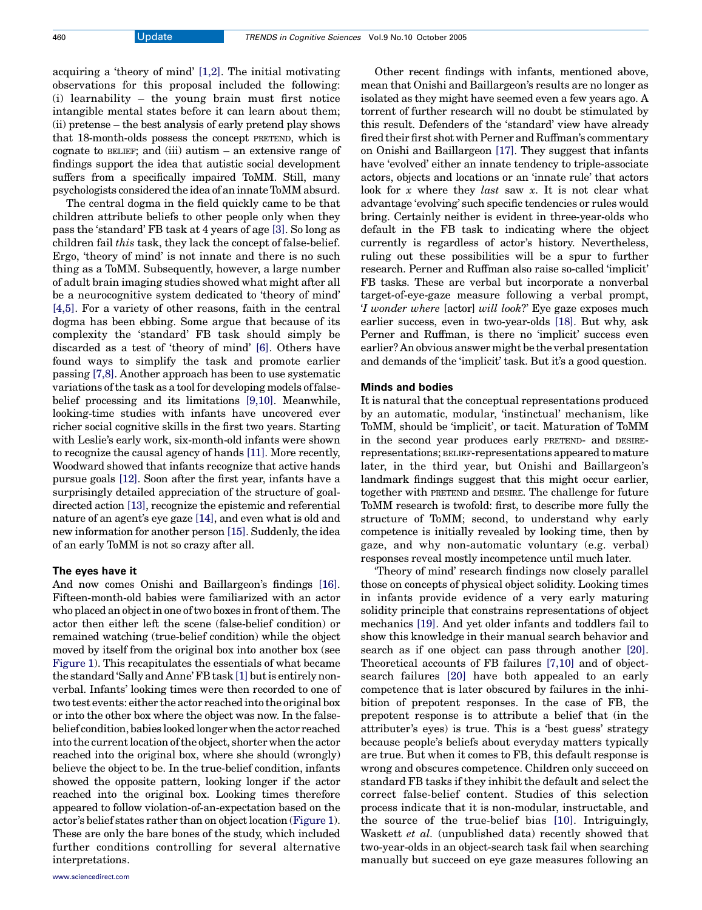acquiring a 'theory of mind' [1,2]. The initial motivating observations for this proposal included the following: (i) learnability – the young brain must first notice intangible mental states before it can learn about them; (ii) pretense – the best analysis of early pretend play shows that 18-month-olds possess the concept PRETEND, which is cognate to BELIEF; and (iii) autism – an extensive range of findings support the idea that autistic social development suffers from a specifically impaired ToMM. Still, many psychologists considered the idea of an innate ToMM absurd.

The central dogma in the field quickly came to be that children attribute beliefs to other people only when they pass the 'standard' FB task at 4 years of age [3]. So long as children fail *this* task, they lack the concept of false-belief. Ergo, 'theory of mind' is not innate and there is no such thing as a ToMM. Subsequently, however, a large number of adult brain imaging studies showed what might after all be a neurocognitive system dedicated to 'theory of mind' [4,5]. For a variety of other reasons, faith in the central dogma has been ebbing. Some argue that because of its complexity the 'standard' FB task should simply be discarded as a test of 'theory of mind' [6]. Others have found ways to simplify the task and promote earlier passing [7,8]. Another approach has been to use systematic variations of the task as a tool for developing models of false-belief processing and its limitations [9,10]. Meanwhile, looking-time studies with infants have uncovered ever richer social cognitive skills in the first two years. Starting with Leslie's early work, six-month-old infants were shown to recognize the causal agency of hands [11]. More recently, Woodward showed that infants recognize that active hands pursue goals [12]. Soon after the first year, infants have a surprisingly detailed appreciation of the structure of goal-directed action [13], recognize the epistemic and referential nature of an agent's eye gaze [14], and even what is old and new information for another person [15]. Suddenly, the idea of an early ToMM is not so crazy after all.

## The eyes have it

And now comes Onishi and Baillargeon's findings [16]. Fifteen-month-old babies were familiarized with an actor who placed an object in one of two boxes in front of them. The actor then either left the scene (false-belief condition) or remained watching (true-belief condition) while the object moved by itself from the original box into another box (see Figure 1). This recapitulates the essentials of what became the standard 'Sally and Anne' FB task [1] but is entirely non-verbal. Infants' looking times were then recorded to one of two test events: either the actor reached into the original box or into the other box where the object was now. In the false-belief condition, babies looked longer when the actor reached into the current location of the object, shorter when the actor reached into the original box, where she should (wrongly) believe the object to be. In the true-belief condition, infants showed the opposite pattern, looking longer if the actor reached into the original box. Looking times therefore appeared to follow violation-of-an-expectation based on the actor's belief states rather than on object location (Figure 1). These are only the bare bones of the study, which included further conditions controlling for several alternative interpretations.

Other recent findings with infants, mentioned above, mean that Onishi and Baillargeon's results are no longer as isolated as they might have seemed even a few years ago. A torrent of further research will no doubt be stimulated by this result. Defenders of the 'standard' view have already fired their first shot with Perner and Ruffman's commentary on Onishi and Baillargeon [17]. They suggest that infants have 'evolved' either an innate tendency to triple-associate actors, objects and locations or an 'innate rule' that actors look for *x* where they *last* saw *x*. It is not clear what advantage 'evolving' such specific tendencies or rules would bring. Certainly neither is evident in three-year-olds who default in the FB task to indicating where the object currently is regardless of actor's history. Nevertheless, ruling out these possibilities will be a spur to further research. Perner and Ruffman also raise so-called 'implicit' FB tasks. These are verbal but incorporate a nonverbal target-of-eye-gaze measure following a verbal prompt, '*I wonder where* [actor] *will look*?' Eye gaze exposes much earlier success, even in two-year-olds [18]. But why, ask Perner and Ruffman, is there no 'implicit' success even earlier? An obvious answer might be the verbal presentation and demands of the 'implicit' task. But it's a good question.

## Minds and bodies

It is natural that the conceptual representations produced by an automatic, modular, 'instinctual' mechanism, like ToMM, should be 'implicit', or tacit. Maturation of ToMM in the second year produces early PRETEND- and DESIRE-representations; BELIEF-representations appeared to mature later, in the third year, but Onishi and Baillargeon's landmark findings suggest that this might occur earlier, together with PRETEND and DESIRE. The challenge for future ToMM research is twofold: first, to describe more fully the structure of ToMM; second, to understand why early competence is initially revealed by looking time, then by gaze, and why non-automatic voluntary (e.g. verbal) responses reveal mostly incompetence until much later.

'Theory of mind' research findings now closely parallel those on concepts of physical object solidity. Looking times in infants provide evidence of a very early maturing solidity principle that constrains representations of object mechanics [19]. And yet older infants and toddlers fail to show this knowledge in their manual search behavior and search as if one object can pass through another [20]. Theoretical accounts of FB failures [7,10] and of object-search failures [20] have both appealed to an early competence that is later obscured by failures in the inhibition of prepotent responses. In the case of FB, the prepotent response is to attribute a belief that (in the attributer's eyes) is true. This is a 'best guess' strategy because people's beliefs about everyday matters typically are true. But when it comes to FB, this default response is wrong and obscures competence. Children only succeed on standard FB tasks if they inhibit the default and select the correct false-belief content. Studies of this selection process indicate that it is non-modular, instructable, and the source of the true-belief bias [10]. Intriguingly, Waskett *et al.* (unpublished data) recently showed that two-year-olds in an object-search task fail when searching manually but succeed on eye gaze measures following an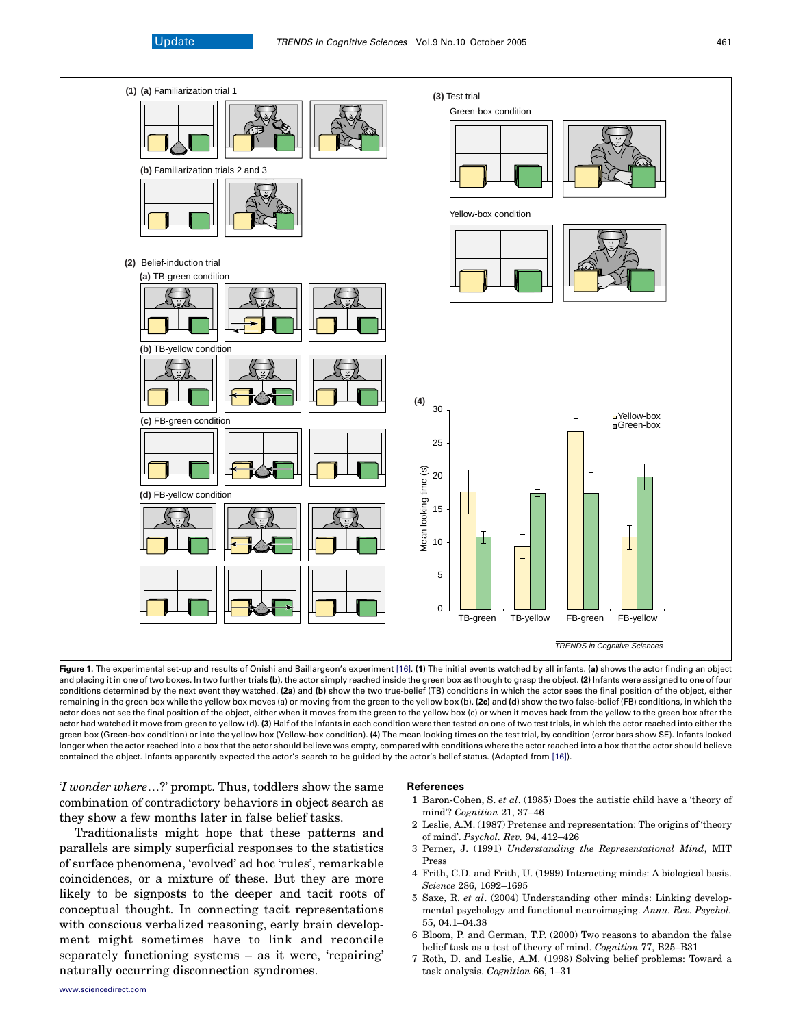**Figure 1.** The experimental set-up and results of Onishi and Baillargeon's experiment [16]. **(1)** The initial events watched by all infants. **(a)** shows the actor finding an object and placing it in one of two boxes. In two further trials **(b)**, the actor simply reached inside the green box as though to grasp the object. **(2)** Infants were assigned to one of four conditions determined by the next event they watched. **(2a)** and **(b)** show the two true-belief (TB) conditions in which the actor sees the final position of the object, either remaining in the green box while the yellow box moves (a) or moving from the green to the yellow box (b). **(2c)** and **(d)** show the two false-belief (FB) conditions, in which the actor does not see the final position of the object, either when it moves from the green to the yellow box (c) or when it moves back from the yellow to the green box after the actor had watched it move from green to yellow (d). **(3)** Half of the infants in each condition were then tested on one of two test trials, in which the actor reached into either the green box (Green-box condition) or into the yellow box (Yellow-box condition). **(4)** The mean looking times on the test trial, by condition (error bars show SE). Infants looked longer when the actor reached into a box that the actor should believe was empty, compared with conditions where the actor reached into a box that the actor should believe contained the object. Infants apparently expected the actor's search to be guided by the actor's belief status. (Adapted from [16]).

'*I wonder where…?*' prompt. Thus, toddlers show the same combination of contradictory behaviors in object search as they show a few months later in false belief tasks.

Traditionalists might hope that these patterns and parallels are simply superficial responses to the statistics of surface phenomena, 'evolved' ad hoc 'rules', remarkable coincidences, or a mixture of these. But they are more likely to be signposts to the deeper and tacit roots of conceptual thought. In connecting tacit representations with conscious verbalized reasoning, early brain development might sometimes have to link and reconcile separately functioning systems – as it were, 'repairing' naturally occurring disconnection syndromes.

## References

1 Baron-Cohen, S. *et al*. (1985) Does the autistic child have a 'theory of mind'? *Cognition* 21, 37–46

2 Leslie, A.M. (1987) Pretense and representation: The origins of 'theory of mind'. *Psychol. Rev.* 94, 412–426

3 Perner, J. (1991) *Understanding the Representational Mind*, MIT Press

4 Frith, C.D. and Frith, U. (1999) Interacting minds: A biological basis. *Science* 286, 1692–1695

5 Saxe, R. *et al*. (2004) Understanding other minds: Linking developmental psychology and functional neuroimaging. *Annu. Rev. Psychol.* 55, 04.1–04.38

6 Bloom, P. and German, T.P. (2000) Two reasons to abandon the false belief task as a test of theory of mind. *Cognition* 77, B25–B31

7 Roth, D. and Leslie, A.M. (1998) Solving belief problems: Toward a task analysis. *Cognition* 66, 1–31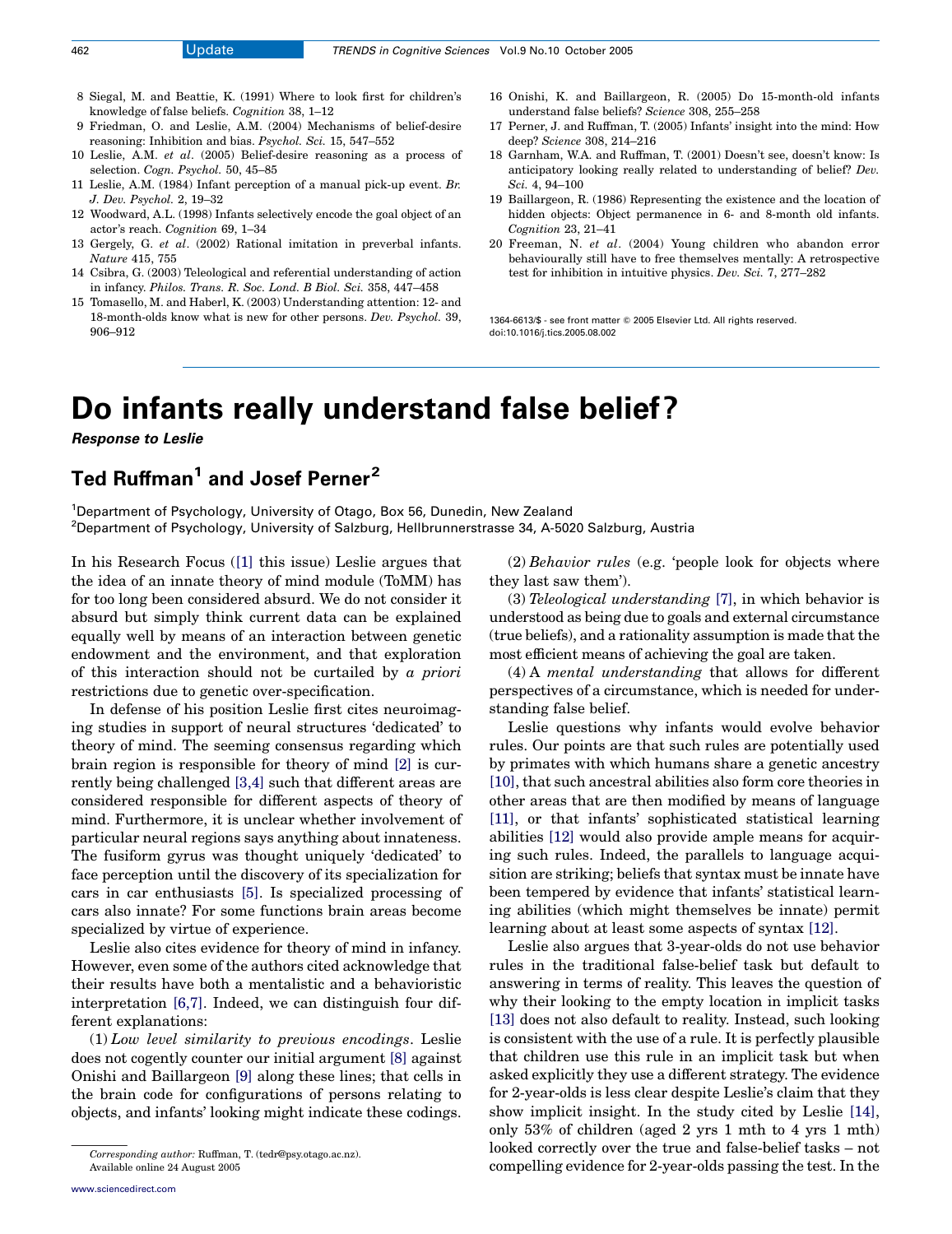8 Siegal, M. and Beattie, K. (1991) Where to look first for children's knowledge of false beliefs. *Cognition* 38, 1–12

9 Friedman, O. and Leslie, A.M. (2004) Mechanisms of belief-desire reasoning: Inhibition and bias. *Psychol. Sci.* 15, 547–552

10 Leslie, A.M. *et al*. (2005) Belief-desire reasoning as a process of selection. *Cogn. Psychol.* 50, 45–85

11 Leslie, A.M. (1984) Infant perception of a manual pick-up event. *Br. J. Dev. Psychol.* 2, 19–32

12 Woodward, A.L. (1998) Infants selectively encode the goal object of an actor's reach. *Cognition* 69, 1–34

13 Gergely, G. *et al*. (2002) Rational imitation in preverbal infants. *Nature* 415, 755

14 Csibra, G. (2003) Teleological and referential understanding of action in infancy. *Philos. Trans. R. Soc. Lond. B Biol. Sci.* 358, 447–458

15 Tomasello, M. and Haberl, K. (2003) Understanding attention: 12- and 18-month-olds know what is new for other persons. *Dev. Psychol.* 39, 906–912

16 Onishi, K. and Baillargeon, R. (2005) Do 15-month-old infants understand false beliefs? *Science* 308, 255–258

17 Perner, J. and Ruffman, T. (2005) Infants' insight into the mind: How deep? *Science* 308, 214–216

18 Garnham, W.A. and Ruffman, T. (2001) Doesn't see, doesn't know: Is anticipatory looking really related to understanding of belief? *Dev. Sci.* 4, 94–100

19 Baillargeon, R. (1986) Representing the existence and the location of hidden objects: Object permanence in 6- and 8-month old infants. *Cognition* 23, 21–41

20 Freeman, N. *et al*. (2004) Young children who abandon error behaviourally still have to free themselves mentally: A retrospective test for inhibition in intuitive physics. *Dev. Sci.* 7, 277–282

1364-6613/$ - see front matter © 2005 Elsevier Ltd. All rights reserved. doi:10.1016/j.tics.2005.08.002

# Do infants really understand false belief?

***Response to Leslie***

## Ted Ruffman[1] and Josef Perner[2]

[1]Department of Psychology, University of Otago, Box 56, Dunedin, New Zealand
[2]Department of Psychology, University of Salzburg, Hellbrunnerstrasse 34, A-5020 Salzburg, Austria

In his Research Focus ([1] this issue) Leslie argues that the idea of an innate theory of mind module (ToMM) has for too long been considered absurd. We do not consider it absurd but simply think current data can be explained equally well by means of an interaction between genetic endowment and the environment, and that exploration of this interaction should not be curtailed by *a priori* restrictions due to genetic over-specification.

In defense of his position Leslie first cites neuroimaging studies in support of neural structures 'dedicated' to theory of mind. The seeming consensus regarding which brain region is responsible for theory of mind [2] is currently being challenged [3,4] such that different areas are considered responsible for different aspects of theory of mind. Furthermore, it is unclear whether involvement of particular neural regions says anything about innateness. The fusiform gyrus was thought uniquely 'dedicated' to face perception until the discovery of its specialization for cars in car enthusiasts [5]. Is specialized processing of cars also innate? For some functions brain areas become specialized by virtue of experience.

Leslie also cites evidence for theory of mind in infancy. However, even some of the authors cited acknowledge that their results have both a mentalistic and a behavioristic interpretation [6,7]. Indeed, we can distinguish four different explanations:

(1) *Low level similarity to previous encodings*. Leslie does not cogently counter our initial argument [8] against Onishi and Baillargeon [9] along these lines; that cells in the brain code for configurations of persons relating to objects, and infants' looking might indicate these codings.

(2) *Behavior rules* (e.g. 'people look for objects where they last saw them').

(3) *Teleological understanding* [7], in which behavior is understood as being due to goals and external circumstance (true beliefs), and a rationality assumption is made that the most efficient means of achieving the goal are taken.

(4) A *mental understanding* that allows for different perspectives of a circumstance, which is needed for understanding false belief.

Leslie questions why infants would evolve behavior rules. Our points are that such rules are potentially used by primates with which humans share a genetic ancestry [10], that such ancestral abilities also form core theories in other areas that are then modified by means of language [11], or that infants' sophisticated statistical learning abilities [12] would also provide ample means for acquiring such rules. Indeed, the parallels to language acquisition are striking; beliefs that syntax must be innate have been tempered by evidence that infants' statistical learning abilities (which might themselves be innate) permit learning about at least some aspects of syntax [12].

Leslie also argues that 3-year-olds do not use behavior rules in the traditional false-belief task but default to answering in terms of reality. This leaves the question of why their looking to the empty location in implicit tasks [13] does not also default to reality. Instead, such looking is consistent with the use of a rule. It is perfectly plausible that children use this rule in an implicit task but when asked explicitly they use a different strategy. The evidence for 2-year-olds is less clear despite Leslie's claim that they show implicit insight. In the study cited by Leslie [14], only 53% of children (aged 2 yrs 1 mth to 4 yrs 1 mth) looked correctly over the true and false-belief tasks – not compelling evidence for 2-year-olds passing the test. In the

*Corresponding author:* Ruffman, T. (tedr@psy.otago.ac.nz).
Available online 24 August 2005